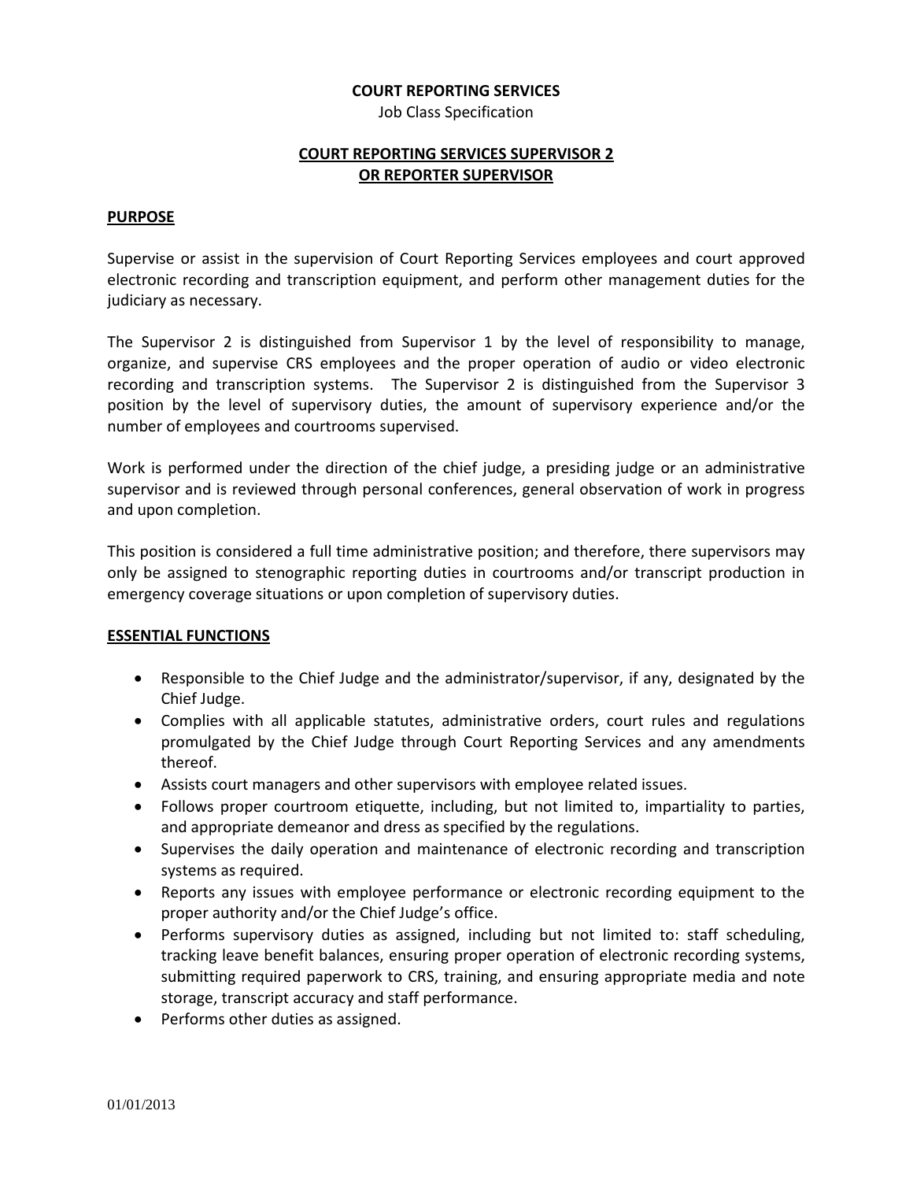**COURT REPORTING SERVICES**

Job Class Specification

## COURT REPORTING SERVICES SUPERVISOR 2 OR REPORTER SUPERVISOR

### PURPOSE

Supervise or assist in the supervision of Court Reporting Services employees and court approved electronic recording and transcription equipment, and perform other management duties for the judiciary as necessary.

The Supervisor 2 is distinguished from Supervisor 1 by the level of responsibility to manage, organize, and supervise CRS employees and the proper operation of audio or video electronic recording and transcription systems. The Supervisor 2 is distinguished from the Supervisor 3 position by the level of supervisory duties, the amount of supervisory experience and/or the number of employees and courtrooms supervised.

Work is performed under the direction of the chief judge, a presiding judge or an administrative supervisor and is reviewed through personal conferences, general observation of work in progress and upon completion.

This position is considered a full time administrative position; and therefore, there supervisors may only be assigned to stenographic reporting duties in courtrooms and/or transcript production in emergency coverage situations or upon completion of supervisory duties.

### ESSENTIAL FUNCTIONS

- Responsible to the Chief Judge and the administrator/supervisor, if any, designated by the Chief Judge.
- Complies with all applicable statutes, administrative orders, court rules and regulations promulgated by the Chief Judge through Court Reporting Services and any amendments thereof.
- Assists court managers and other supervisors with employee related issues.
- Follows proper courtroom etiquette, including, but not limited to, impartiality to parties, and appropriate demeanor and dress as specified by the regulations.
- Supervises the daily operation and maintenance of electronic recording and transcription systems as required.
- Reports any issues with employee performance or electronic recording equipment to the proper authority and/or the Chief Judge's office.
- Performs supervisory duties as assigned, including but not limited to: staff scheduling, tracking leave benefit balances, ensuring proper operation of electronic recording systems, submitting required paperwork to CRS, training, and ensuring appropriate media and note storage, transcript accuracy and staff performance.
- Performs other duties as assigned.

01/01/2013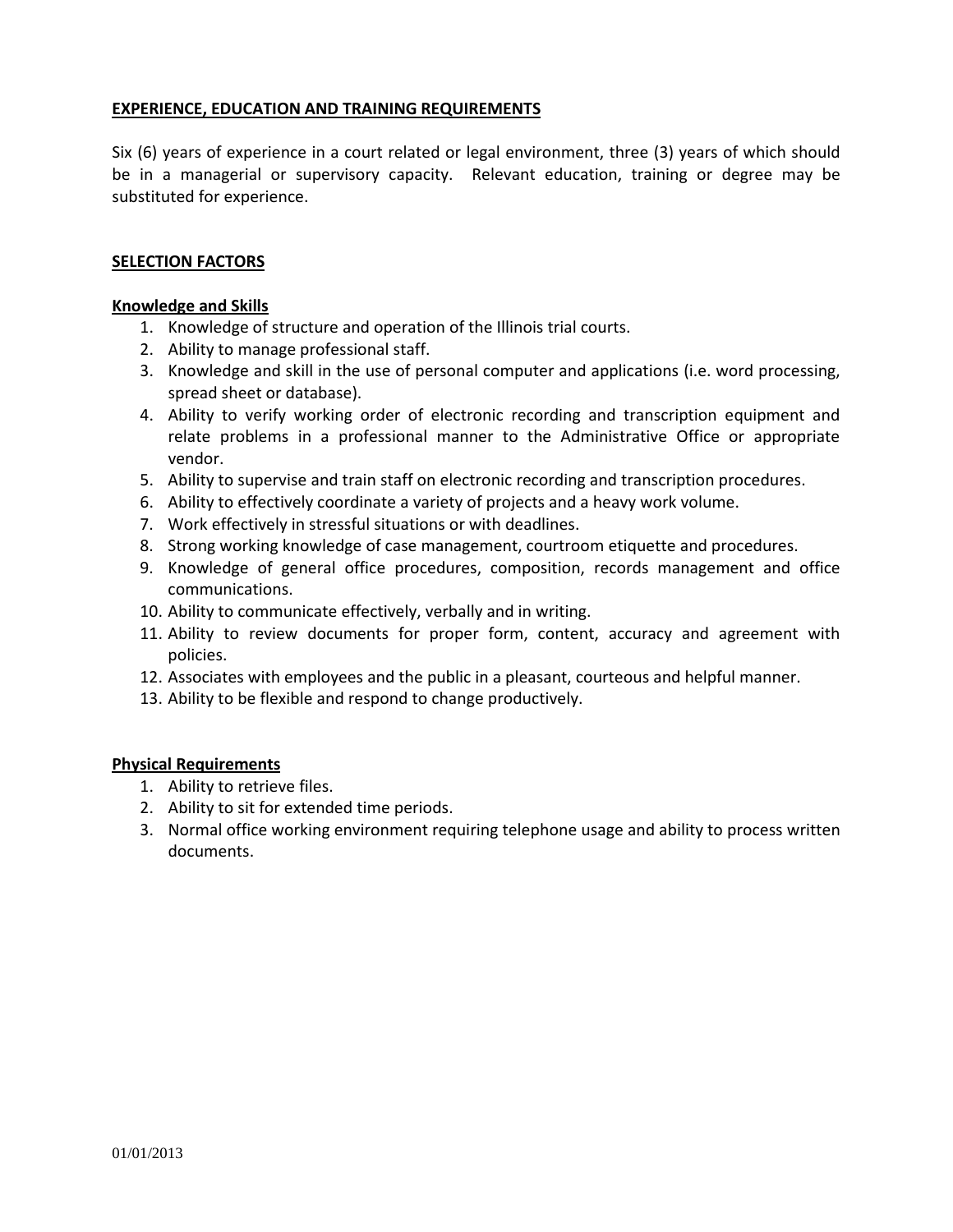## EXPERIENCE, EDUCATION AND TRAINING REQUIREMENTS

Six (6) years of experience in a court related or legal environment, three (3) years of which should be in a managerial or supervisory capacity. Relevant education, training or degree may be substituted for experience.

## SELECTION FACTORS

### Knowledge and Skills

1. Knowledge of structure and operation of the Illinois trial courts.
2. Ability to manage professional staff.
3. Knowledge and skill in the use of personal computer and applications (i.e. word processing, spread sheet or database).
4. Ability to verify working order of electronic recording and transcription equipment and relate problems in a professional manner to the Administrative Office or appropriate vendor.
5. Ability to supervise and train staff on electronic recording and transcription procedures.
6. Ability to effectively coordinate a variety of projects and a heavy work volume.
7. Work effectively in stressful situations or with deadlines.
8. Strong working knowledge of case management, courtroom etiquette and procedures.
9. Knowledge of general office procedures, composition, records management and office communications.
10. Ability to communicate effectively, verbally and in writing.
11. Ability to review documents for proper form, content, accuracy and agreement with policies.
12. Associates with employees and the public in a pleasant, courteous and helpful manner.
13. Ability to be flexible and respond to change productively.

### Physical Requirements

1. Ability to retrieve files.
2. Ability to sit for extended time periods.
3. Normal office working environment requiring telephone usage and ability to process written documents.

01/01/2013